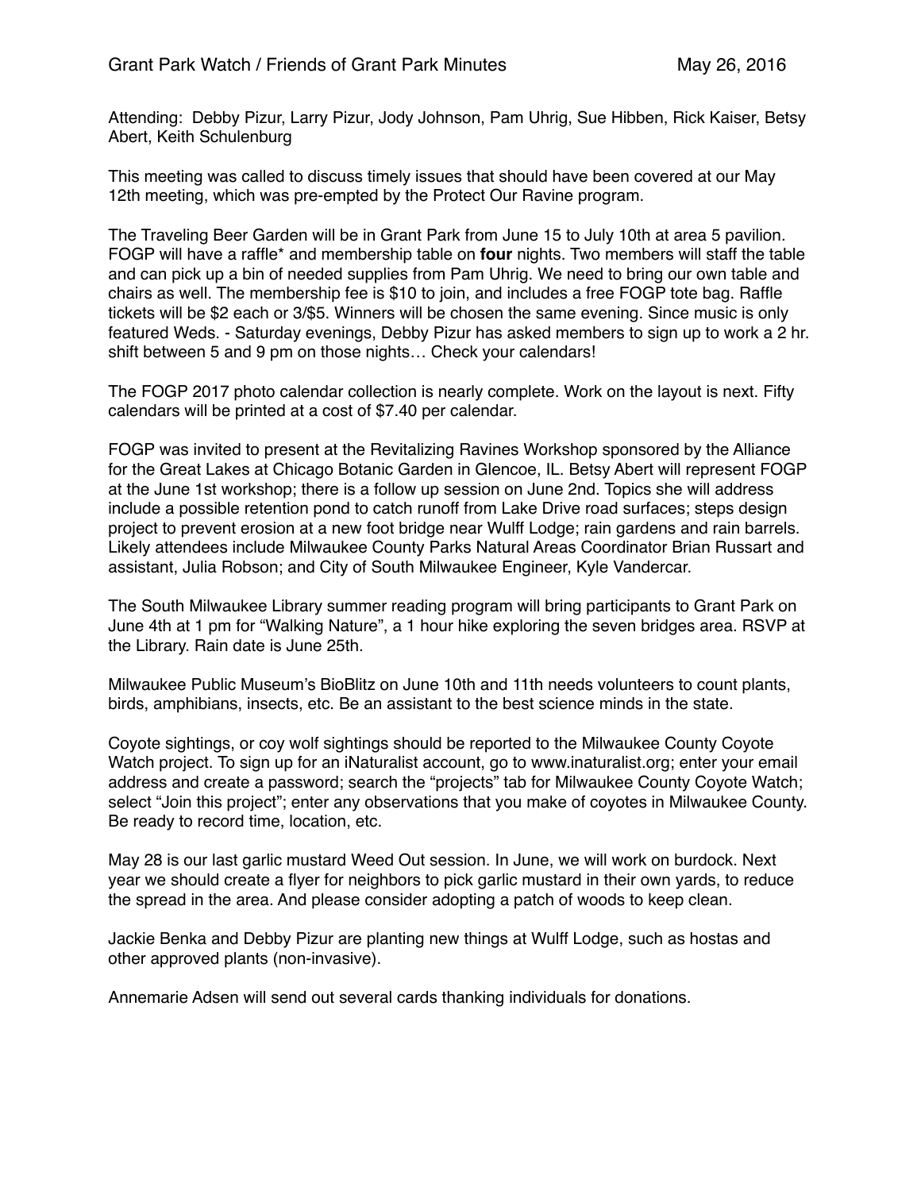Grant Park Watch / Friends of Grant Park Minutes May 26, 2016

Attending: Debby Pizur, Larry Pizur, Jody Johnson, Pam Uhrig, Sue Hibben, Rick Kaiser, Betsy Abert, Keith Schulenburg

This meeting was called to discuss timely issues that should have been covered at our May 12th meeting, which was pre-empted by the Protect Our Ravine program.

The Traveling Beer Garden will be in Grant Park from June 15 to July 10th at area 5 pavilion. FOGP will have a raffle* and membership table on **four** nights. Two members will staff the table and can pick up a bin of needed supplies from Pam Uhrig. We need to bring our own table and chairs as well. The membership fee is $10 to join, and includes a free FOGP tote bag. Raffle tickets will be $2 each or 3/$5. Winners will be chosen the same evening. Since music is only featured Weds. - Saturday evenings, Debby Pizur has asked members to sign up to work a 2 hr. shift between 5 and 9 pm on those nights… Check your calendars!

The FOGP 2017 photo calendar collection is nearly complete. Work on the layout is next. Fifty calendars will be printed at a cost of $7.40 per calendar.

FOGP was invited to present at the Revitalizing Ravines Workshop sponsored by the Alliance for the Great Lakes at Chicago Botanic Garden in Glencoe, IL. Betsy Abert will represent FOGP at the June 1st workshop; there is a follow up session on June 2nd. Topics she will address include a possible retention pond to catch runoff from Lake Drive road surfaces; steps design project to prevent erosion at a new foot bridge near Wulff Lodge; rain gardens and rain barrels. Likely attendees include Milwaukee County Parks Natural Areas Coordinator Brian Russart and assistant, Julia Robson; and City of South Milwaukee Engineer, Kyle Vandercar.

The South Milwaukee Library summer reading program will bring participants to Grant Park on June 4th at 1 pm for "Walking Nature", a 1 hour hike exploring the seven bridges area. RSVP at the Library. Rain date is June 25th.

Milwaukee Public Museum's BioBlitz on June 10th and 11th needs volunteers to count plants, birds, amphibians, insects, etc. Be an assistant to the best science minds in the state.

Coyote sightings, or coy wolf sightings should be reported to the Milwaukee County Coyote Watch project. To sign up for an iNaturalist account, go to www.inaturalist.org; enter your email address and create a password; search the "projects" tab for Milwaukee County Coyote Watch; select "Join this project"; enter any observations that you make of coyotes in Milwaukee County. Be ready to record time, location, etc.

May 28 is our last garlic mustard Weed Out session. In June, we will work on burdock. Next year we should create a flyer for neighbors to pick garlic mustard in their own yards, to reduce the spread in the area. And please consider adopting a patch of woods to keep clean.

Jackie Benka and Debby Pizur are planting new things at Wulff Lodge, such as hostas and other approved plants (non-invasive).

Annemarie Adsen will send out several cards thanking individuals for donations.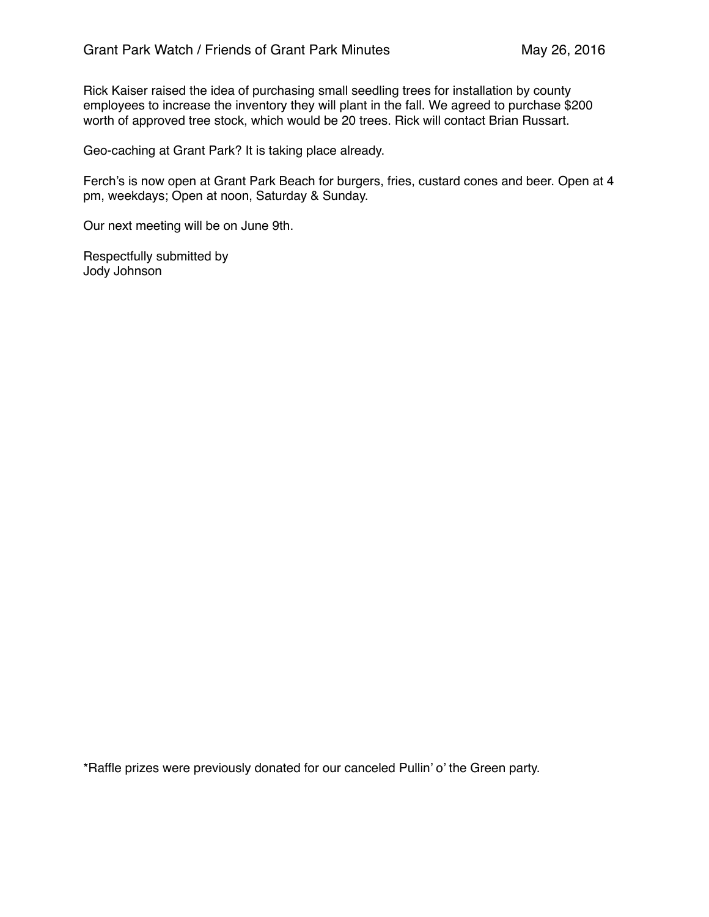Rick Kaiser raised the idea of purchasing small seedling trees for installation by county employees to increase the inventory they will plant in the fall. We agreed to purchase $200 worth of approved tree stock, which would be 20 trees. Rick will contact Brian Russart.

Geo-caching at Grant Park? It is taking place already.

Ferch's is now open at Grant Park Beach for burgers, fries, custard cones and beer. Open at 4 pm, weekdays; Open at noon, Saturday & Sunday.

Our next meeting will be on June 9th.

Respectfully submitted by
Jody Johnson

*Raffle prizes were previously donated for our canceled Pullin' o' the Green party.